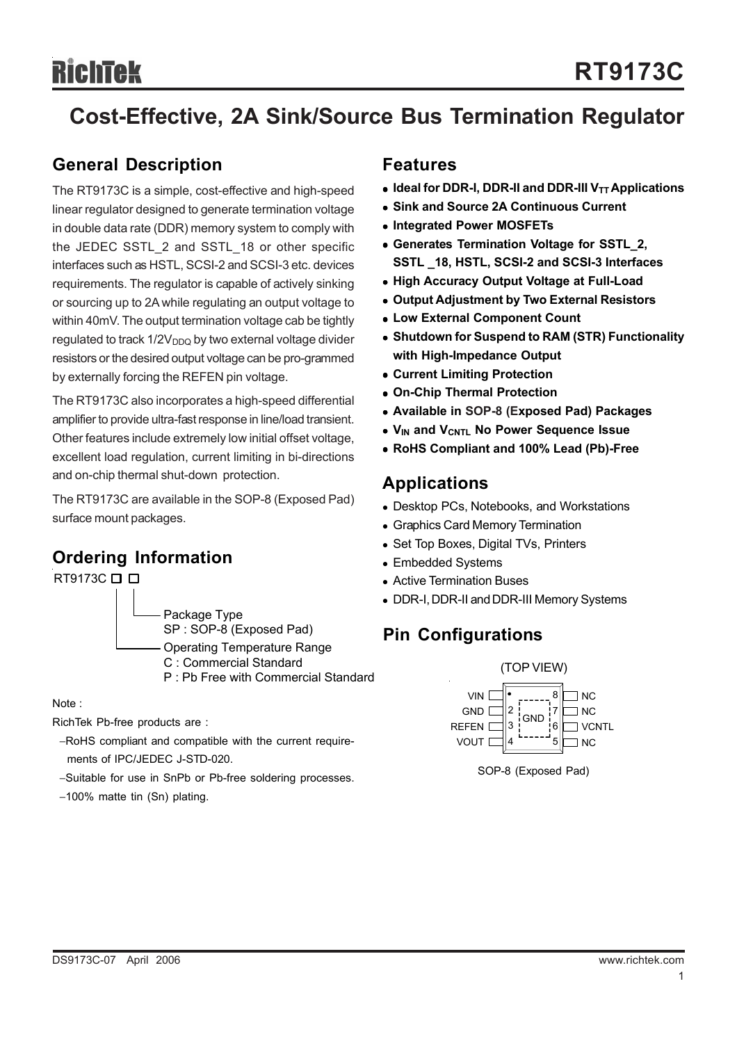# RT9173C

## Cost-Effective, 2A Sink/Source Bus Termination Regulator

## General Description

The RT9173C is a simple, cost-effective and high-speed linear regulator designed to generate termination voltage in double data rate (DDR) memory system to comply with the JEDEC SSTL_2 and SSTL_18 or other specific interfaces such as HSTL, SCSI-2 and SCSI-3 etc. devices requirements. The regulator is capable of actively sinking or sourcing up to 2A while regulating an output voltage to within 40mV. The output termination voltage cab be tightly regulated to track $1/2V_{DDQ}$ by two external voltage divider resistors or the desired output voltage can be pro-grammed by externally forcing the REFEN pin voltage.

The RT9173C also incorporates a high-speed differential amplifier to provide ultra-fast response in line/load transient. Other features include extremely low initial offset voltage, excellent load regulation, current limiting in bi-directions and on-chip thermal shut-down protection.

The RT9173C are available in the SOP-8 (Exposed Pad) surface mount packages.

## Ordering Information

RT9173C □ □

- Package Type
  SP : SOP-8 (Exposed Pad)
- Operating Temperature Range
  C : Commercial Standard
  P : Pb Free with Commercial Standard

Note :

RichTek Pb-free products are :

- −RoHS compliant and compatible with the current requirements of IPC/JEDEC J-STD-020.
- −Suitable for use in SnPb or Pb-free soldering processes.
- −100% matte tin (Sn) plating.

## Features

- **Ideal for DDR-I, DDR-II and DDR-III $V_{TT}$ Applications**
- **Sink and Source 2A Continuous Current**
- **Integrated Power MOSFETs**
- **Generates Termination Voltage for SSTL_2, SSTL _18, HSTL, SCSI-2 and SCSI-3 Interfaces**
- **High Accuracy Output Voltage at Full-Load**
- **Output Adjustment by Two External Resistors**
- **Low External Component Count**
- **Shutdown for Suspend to RAM (STR) Functionality with High-Impedance Output**
- **Current Limiting Protection**
- **On-Chip Thermal Protection**
- **Available in SOP-8 (Exposed Pad) Packages**
- **$V_{IN}$ and $V_{CNTL}$ No Power Sequence Issue**
- **RoHS Compliant and 100% Lead (Pb)-Free**

## Applications

- Desktop PCs, Notebooks, and Workstations
- Graphics Card Memory Termination
- Set Top Boxes, Digital TVs, Printers
- Embedded Systems
- Active Termination Buses
- DDR-I, DDR-II and DDR-III Memory Systems

## Pin Configurations

(TOP VIEW)

| Pin | Name | Pin | Name |
|---|---|---|---|
| 1 | VIN | 8 | NC |
| 2 | GND | 7 | NC |
| 3 | REFEN | 6 | VCNTL |
| 4 | VOUT | 5 | NC |

Exposed Pad: GND

SOP-8 (Exposed Pad)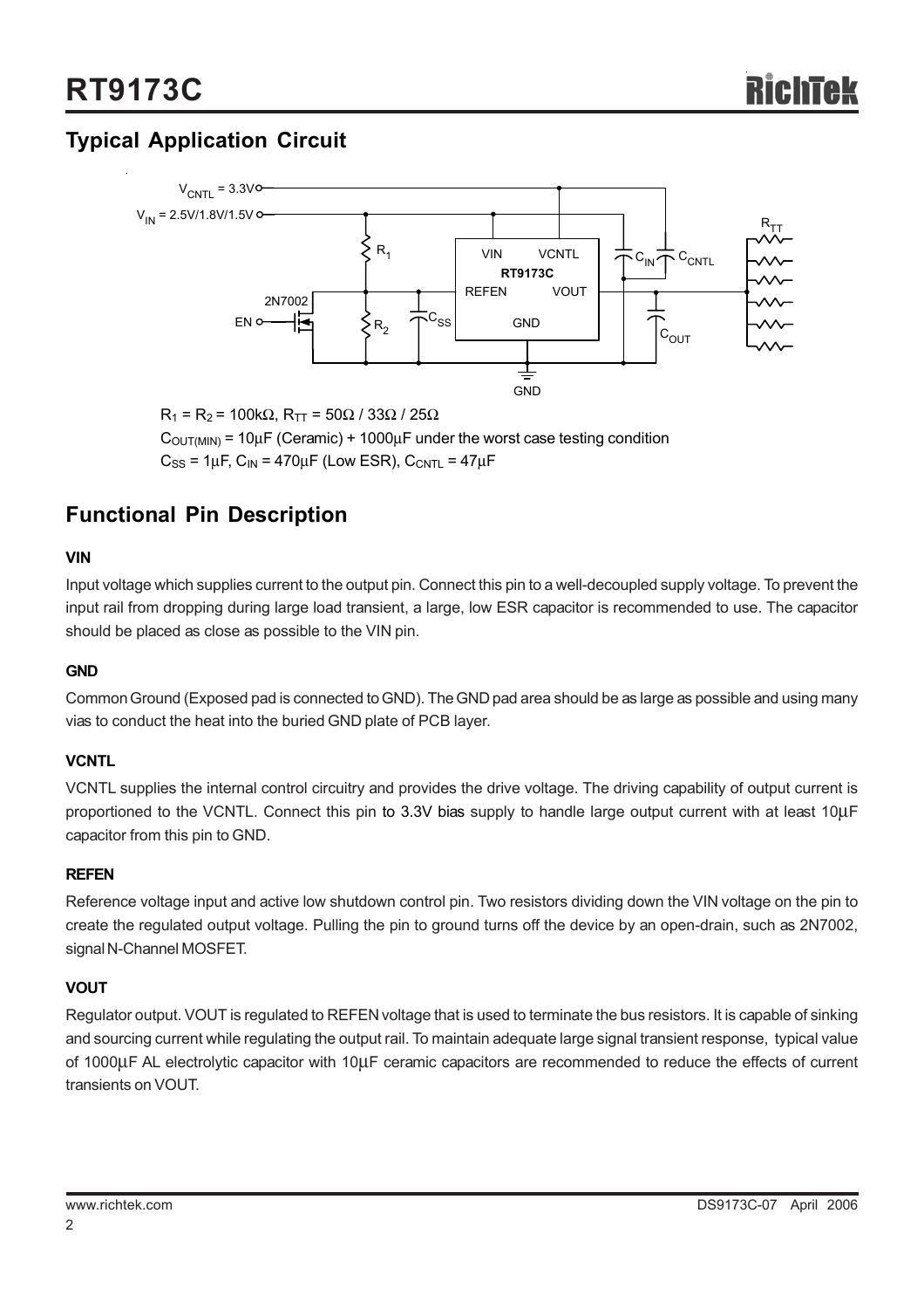## Typical Application Circuit

$R_1 = R_2 = 100k\Omega$, $R_{TT} = 50\Omega$ / $33\Omega$ / $25\Omega$

$C_{OUT(MIN)} = 10\mu F$ (Ceramic) + $1000\mu F$ under the worst case testing condition

$C_{SS} = 1\mu F$, $C_{IN} = 470\mu F$ (Low ESR), $C_{CNTL} = 47\mu F$

## Functional Pin Description

### VIN

Input voltage which supplies current to the output pin. Connect this pin to a well-decoupled supply voltage. To prevent the input rail from dropping during large load transient, a large, low ESR capacitor is recommended to use. The capacitor should be placed as close as possible to the VIN pin.

### GND

Common Ground (Exposed pad is connected to GND). The GND pad area should be as large as possible and using many vias to conduct the heat into the buried GND plate of PCB layer.

### VCNTL

VCNTL supplies the internal control circuitry and provides the drive voltage. The driving capability of output current is proportioned to the VCNTL. Connect this pin to 3.3V bias supply to handle large output current with at least 10μF capacitor from this pin to GND.

### REFEN

Reference voltage input and active low shutdown control pin. Two resistors dividing down the VIN voltage on the pin to create the regulated output voltage. Pulling the pin to ground turns off the device by an open-drain, such as 2N7002, signal N-Channel MOSFET.

### VOUT

Regulator output. VOUT is regulated to REFEN voltage that is used to terminate the bus resistors. It is capable of sinking and sourcing current while regulating the output rail. To maintain adequate large signal transient response, typical value of 1000μF AL electrolytic capacitor with 10μF ceramic capacitors are recommended to reduce the effects of current transients on VOUT.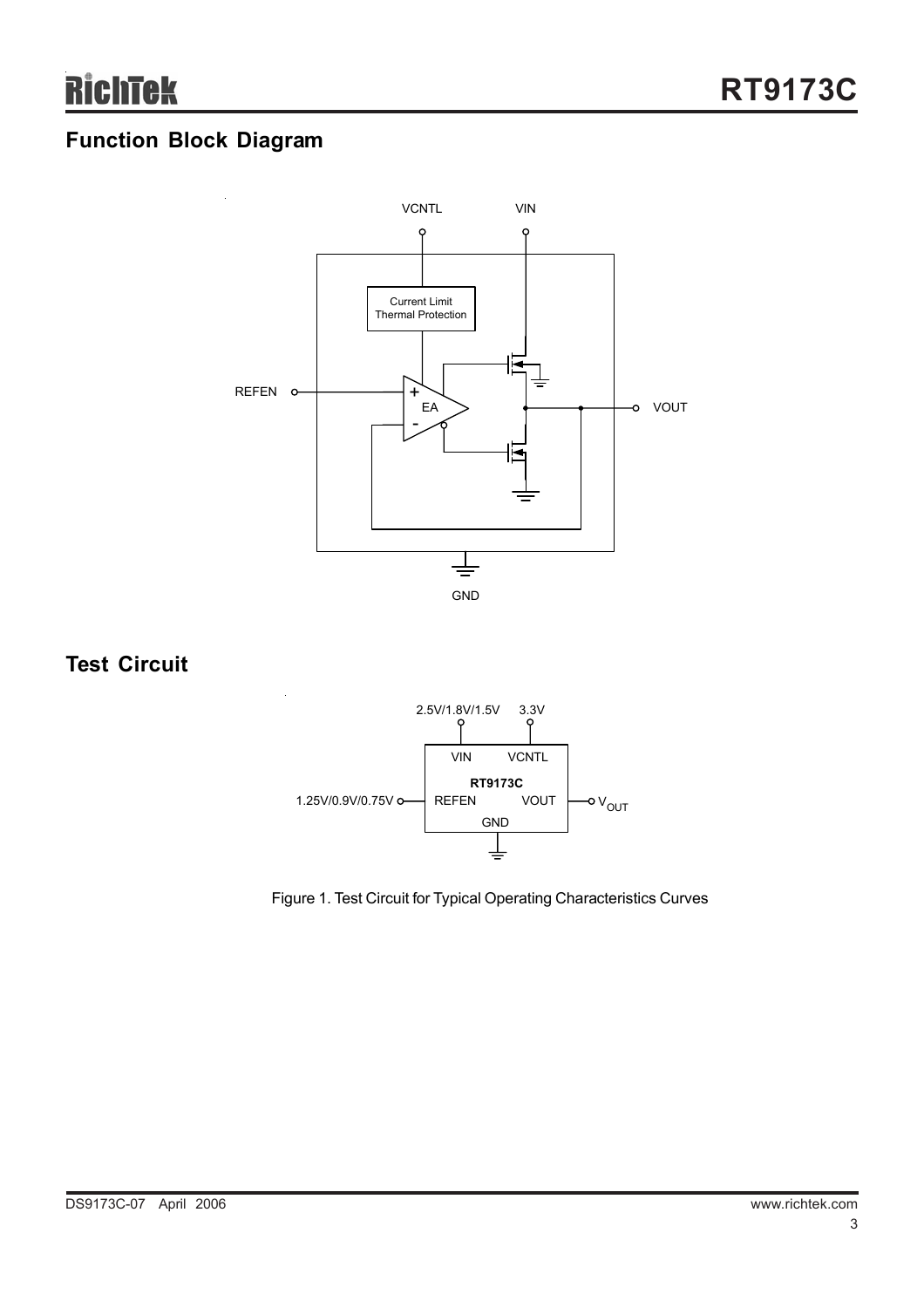## Function Block Diagram

## Test Circuit

Figure 1. Test Circuit for Typical Operating Characteristics Curves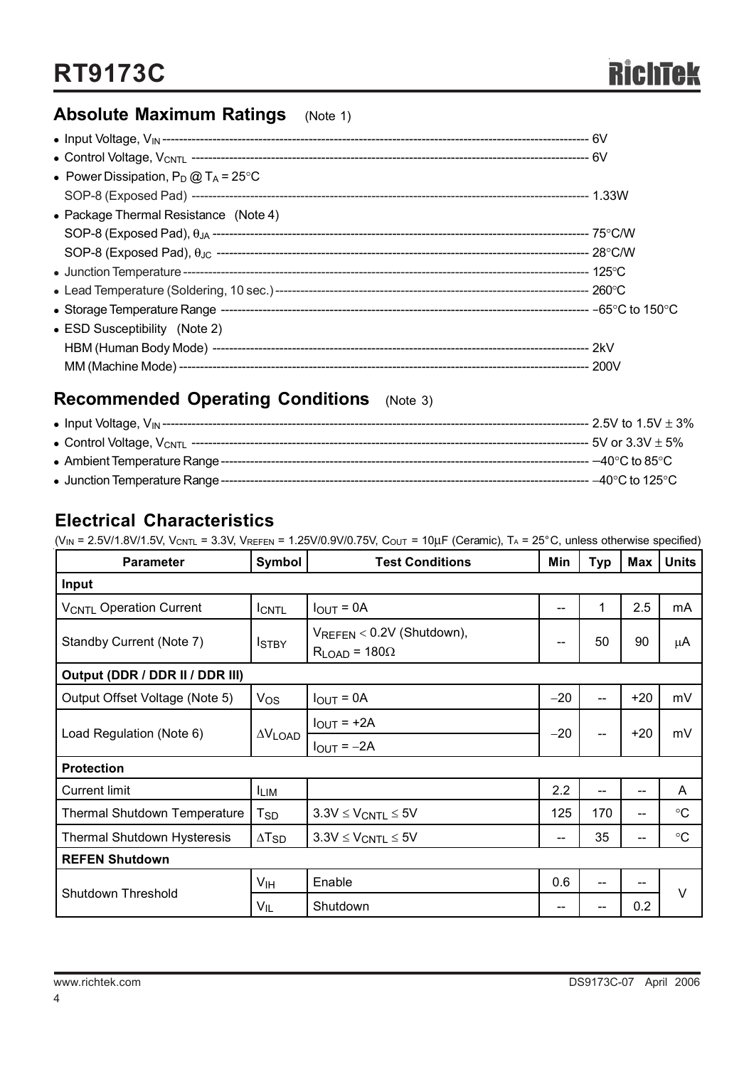## Absolute Maximum Ratings (Note 1)

- Input Voltage, $V_{IN}$ ---------------------------------------- 6V
- Control Voltage, $V_{CNTL}$ ---------------------------------------- 6V
- Power Dissipation, $P_D$ @ $T_A = 25°C$
  SOP-8 (Exposed Pad) ---------------------------------------- 1.33W
- Package Thermal Resistance (Note 4)
  SOP-8 (Exposed Pad), $\theta_{JA}$ ---------------------------------------- 75°C/W
  SOP-8 (Exposed Pad), $\theta_{JC}$ ---------------------------------------- 28°C/W
- Junction Temperature ---------------------------------------- 125°C
- Lead Temperature (Soldering, 10 sec.) ---------------------------------------- 260°C
- Storage Temperature Range ---------------------------------------- −65°C to 150°C
- ESD Susceptibility (Note 2)
  HBM (Human Body Mode) ---------------------------------------- 2kV
  MM (Machine Mode) ---------------------------------------- 200V

## Recommended Operating Conditions (Note 3)

- Input Voltage, $V_{IN}$ ---------------------------------------- 2.5V to 1.5V ± 3%
- Control Voltage, $V_{CNTL}$ ---------------------------------------- 5V or 3.3V ± 5%
- Ambient Temperature Range ---------------------------------------- −40°C to 85°C
- Junction Temperature Range ---------------------------------------- −40°C to 125°C

## Electrical Characteristics

($V_{IN}$ = 2.5V/1.8V/1.5V, $V_{CNTL}$ = 3.3V, $V_{REFEN}$ = 1.25V/0.9V/0.75V, $C_{OUT}$ = 10μF (Ceramic), $T_A$ = 25°C, unless otherwise specified)

| Parameter | Symbol | Test Conditions | Min | Typ | Max | Units |
|---|---|---|---|---|---|---|
| **Input** | | | | | | |
| $V_{CNTL}$ Operation Current | $I_{CNTL}$ | $I_{OUT}$ = 0A | -- | 1 | 2.5 | mA |
| Standby Current (Note 7) | $I_{STBY}$ | $V_{REFEN}$ < 0.2V (Shutdown), $R_{LOAD}$ = 180Ω | -- | 50 | 90 | μA |
| **Output (DDR / DDR II / DDR III)** | | | | | | |
| Output Offset Voltage (Note 5) | $V_{OS}$ | $I_{OUT}$ = 0A | −20 | -- | +20 | mV |
| Load Regulation (Note 6) | $\Delta V_{LOAD}$ | $I_{OUT}$ = +2A<br>$I_{OUT}$ = −2A | −20 | -- | +20 | mV |
| **Protection** | | | | | | |
| Current limit | $I_{LIM}$ | | 2.2 | -- | -- | A |
| Thermal Shutdown Temperature | $T_{SD}$ | 3.3V ≤ $V_{CNTL}$ ≤ 5V | 125 | 170 | -- | °C |
| Thermal Shutdown Hysteresis | $\Delta T_{SD}$ | 3.3V ≤ $V_{CNTL}$ ≤ 5V | -- | 35 | -- | °C |
| **REFEN Shutdown** | | | | | | |
| Shutdown Threshold | $V_{IH}$ | Enable | 0.6 | -- | -- | V |
| | $V_{IL}$ | Shutdown | -- | -- | 0.2 | V |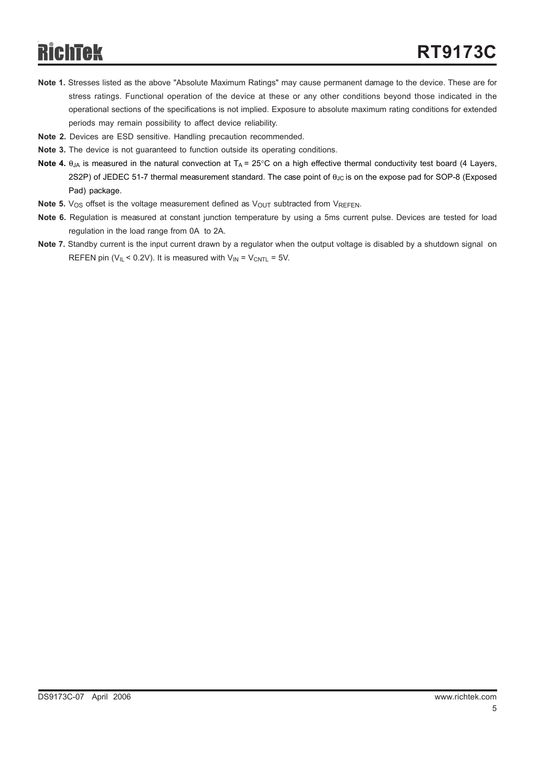**Note 1.** Stresses listed as the above "Absolute Maximum Ratings" may cause permanent damage to the device. These are for stress ratings. Functional operation of the device at these or any other conditions beyond those indicated in the operational sections of the specifications is not implied. Exposure to absolute maximum rating conditions for extended periods may remain possibility to affect device reliability.

**Note 2.** Devices are ESD sensitive. Handling precaution recommended.

**Note 3.** The device is not guaranteed to function outside its operating conditions.

**Note 4.** $\theta_{JA}$ is measured in the natural convection at $T_A$ = 25°C on a high effective thermal conductivity test board (4 Layers, 2S2P) of JEDEC 51-7 thermal measurement standard. The case point of $\theta_{JC}$ is on the expose pad for SOP-8 (Exposed Pad) package.

**Note 5.** $V_{OS}$ offset is the voltage measurement defined as $V_{OUT}$ subtracted from $V_{REFEN}$.

**Note 6.** Regulation is measured at constant junction temperature by using a 5ms current pulse. Devices are tested for load regulation in the load range from 0A to 2A.

**Note 7.** Standby current is the input current drawn by a regulator when the output voltage is disabled by a shutdown signal on REFEN pin ($V_{IL}$ < 0.2V). It is measured with $V_{IN}$ = $V_{CNTL}$ = 5V.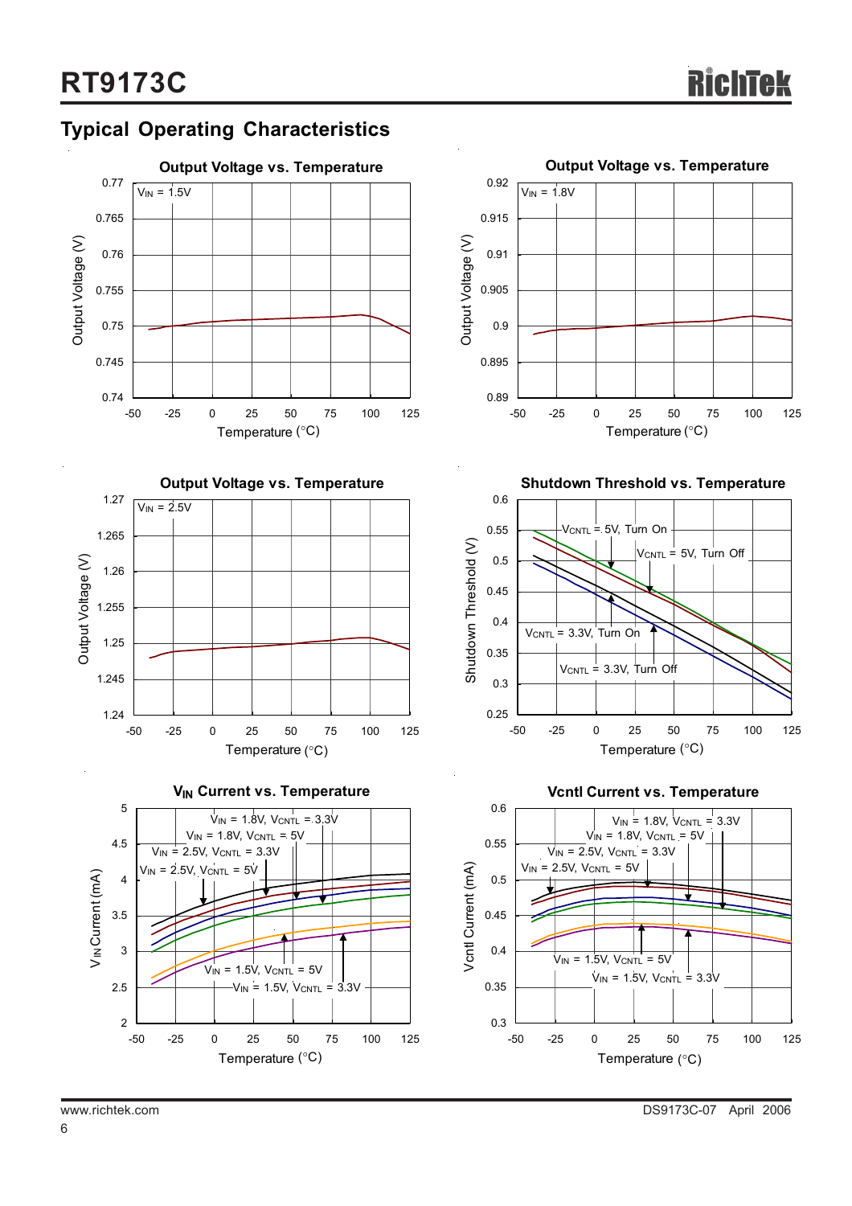## Typical Operating Characteristics

**Output Voltage vs. Temperature**

$V_{IN}$ = 1.5V

Output Voltage (V) vs. Temperature (°C)

**Output Voltage vs. Temperature**

$V_{IN}$ = 1.8V

Output Voltage (V) vs. Temperature (°C)

**Output Voltage vs. Temperature**

$V_{IN}$ = 2.5V

Output Voltage (V) vs. Temperature (°C)

**Shutdown Threshold vs. Temperature**

$V_{CNTL}$ = 5V, Turn On; $V_{CNTL}$ = 5V, Turn Off; $V_{CNTL}$ = 3.3V, Turn On; $V_{CNTL}$ = 3.3V, Turn Off

Shutdown Threshold (V) vs. Temperature (°C)

**$V_{IN}$ Current vs. Temperature**

$V_{IN}$ = 1.8V, $V_{CNTL}$ = 3.3V; $V_{IN}$ = 1.8V, $V_{CNTL}$ = 5V; $V_{IN}$ = 2.5V, $V_{CNTL}$ = 3.3V; $V_{IN}$ = 2.5V, $V_{CNTL}$ = 5V; $V_{IN}$ = 1.5V, $V_{CNTL}$ = 5V; $V_{IN}$ = 1.5V, $V_{CNTL}$ = 3.3V

$V_{IN}$ Current (mA) vs. Temperature (°C)

**Vcntl Current vs. Temperature**

$V_{IN}$ = 1.8V, $V_{CNTL}$ = 3.3V; $V_{IN}$ = 1.8V, $V_{CNTL}$ = 5V; $V_{IN}$ = 2.5V, $V_{CNTL}$ = 3.3V; $V_{IN}$ = 2.5V, $V_{CNTL}$ = 5V; $V_{IN}$ = 1.5V, $V_{CNTL}$ = 5V; $V_{IN}$ = 1.5V, $V_{CNTL}$ = 3.3V

Vcntl Current (mA) vs. Temperature (°C)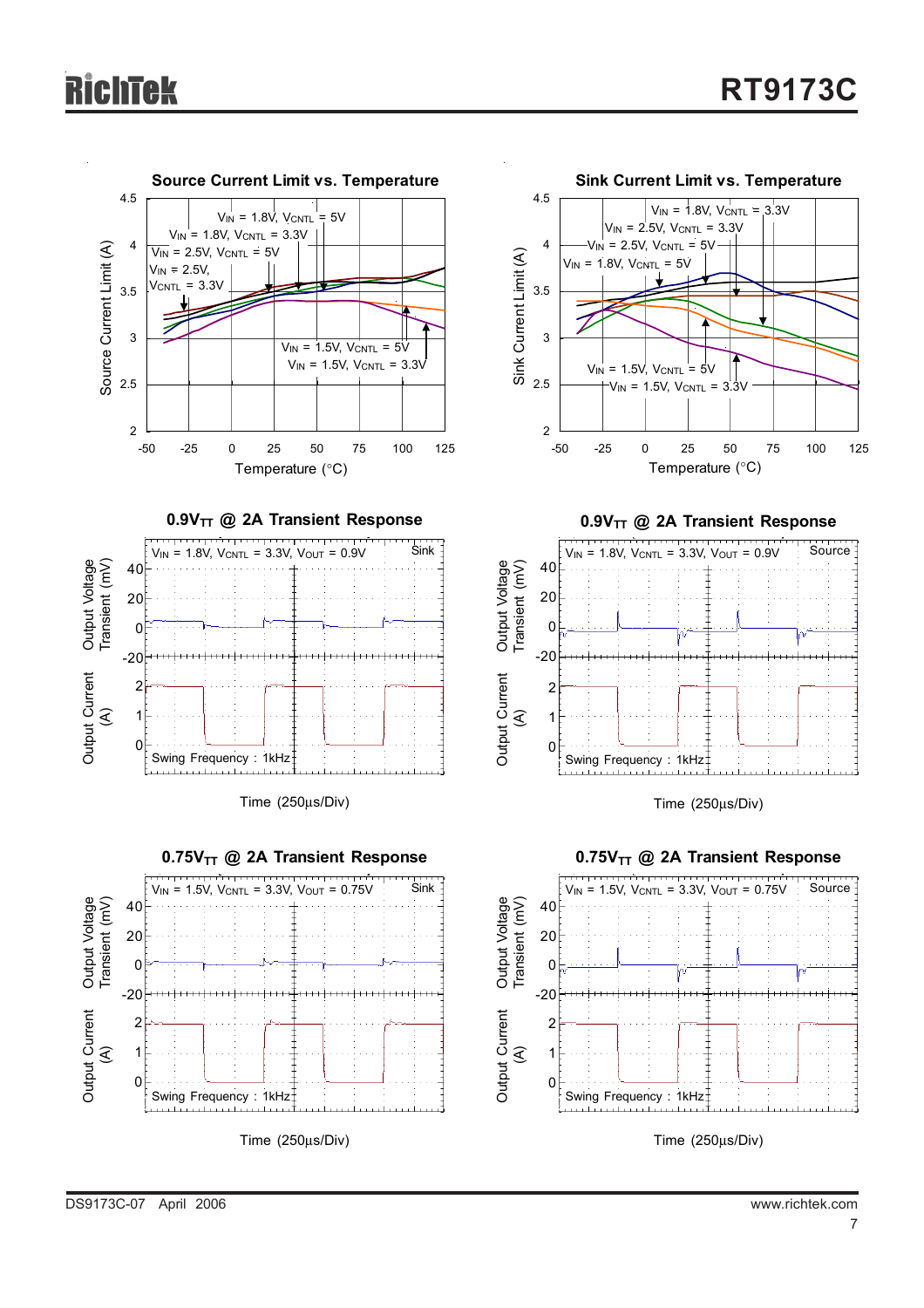**Source Current Limit vs. Temperature**

Source Current Limit (A) vs. Temperature (°C)

$V_{IN}$ = 1.8V, $V_{CNTL}$ = 5V
$V_{IN}$ = 1.8V, $V_{CNTL}$ = 3.3V
$V_{IN}$ = 2.5V, $V_{CNTL}$ = 5V
$V_{IN}$ = 2.5V, $V_{CNTL}$ = 3.3V
$V_{IN}$ = 1.5V, $V_{CNTL}$ = 5V
$V_{IN}$ = 1.5V, $V_{CNTL}$ = 3.3V

**Sink Current Limit vs. Temperature**

Sink Current Limit (A) vs. Temperature (°C)

$V_{IN}$ = 1.8V, $V_{CNTL}$ = 3.3V
$V_{IN}$ = 2.5V, $V_{CNTL}$ = 3.3V
$V_{IN}$ = 2.5V, $V_{CNTL}$ = 5V
$V_{IN}$ = 1.8V, $V_{CNTL}$ = 5V
$V_{IN}$ = 1.5V, $V_{CNTL}$ = 5V
$V_{IN}$ = 1.5V, $V_{CNTL}$ = 3.3V

**$0.9V_{TT}$ @ 2A Transient Response**

$V_{IN}$ = 1.8V, $V_{CNTL}$ = 3.3V, $V_{OUT}$ = 0.9V — Sink

Output Voltage Transient (mV); Output Current (A); Swing Frequency : 1kHz

Time (250μs/Div)

**$0.9V_{TT}$ @ 2A Transient Response**

$V_{IN}$ = 1.8V, $V_{CNTL}$ = 3.3V, $V_{OUT}$ = 0.9V — Source

Output Voltage Transient (mV); Output Current (A); Swing Frequency : 1kHz

Time (250μs/Div)

**$0.75V_{TT}$ @ 2A Transient Response**

$V_{IN}$ = 1.5V, $V_{CNTL}$ = 3.3V, $V_{OUT}$ = 0.75V — Sink

Output Voltage Transient (mV); Output Current (A); Swing Frequency : 1kHz

Time (250μs/Div)

**$0.75V_{TT}$ @ 2A Transient Response**

$V_{IN}$ = 1.5V, $V_{CNTL}$ = 3.3V, $V_{OUT}$ = 0.75V — Source

Output Voltage Transient (mV); Output Current (A); Swing Frequency : 1kHz

Time (250μs/Div)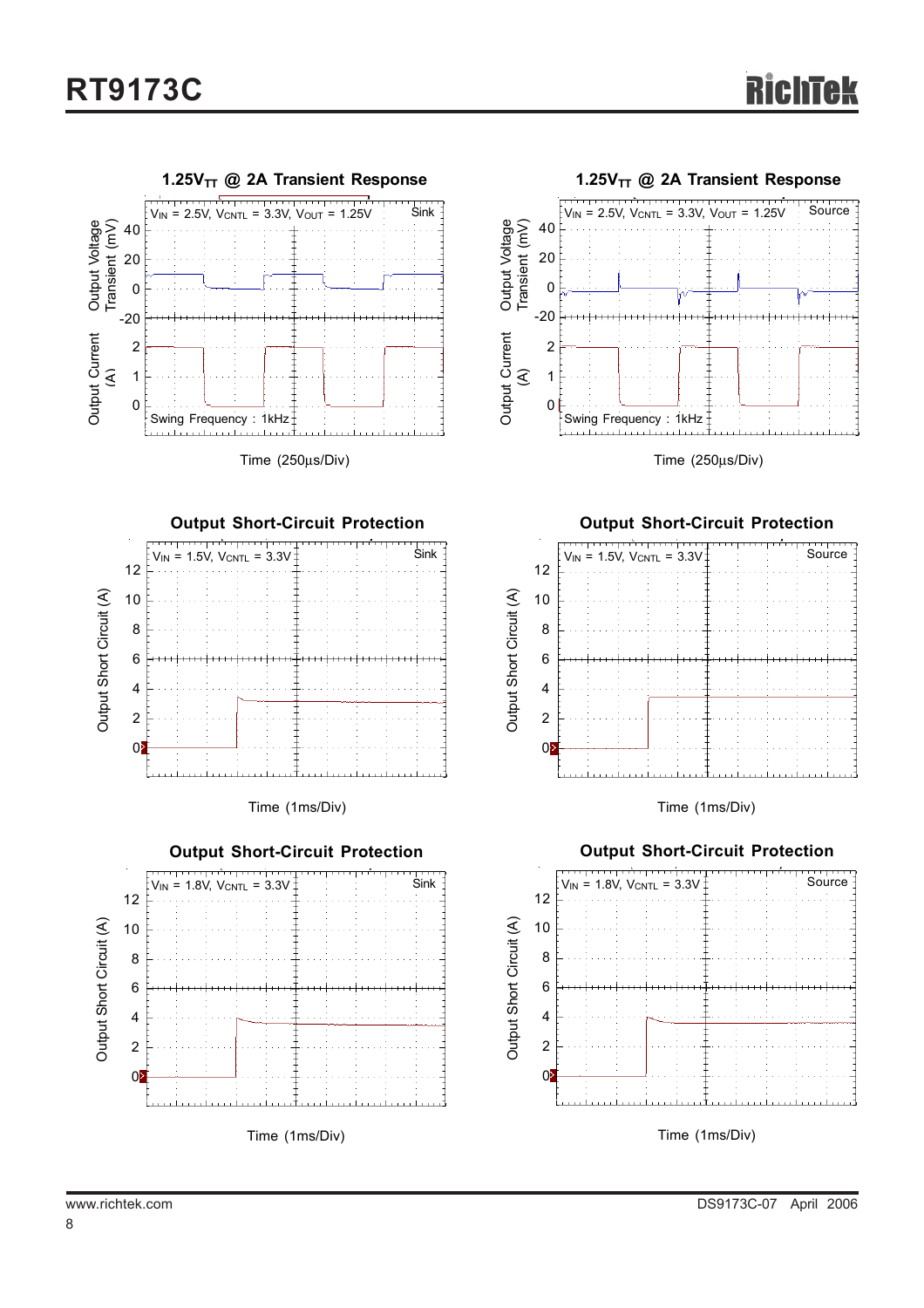**1.25$V_{TT}$ @ 2A Transient Response**

$V_{IN}$ = 2.5V, $V_{CNTL}$ = 3.3V, $V_{OUT}$ = 1.25V — Sink

Output Voltage Transient (mV) / Output Current (A)

Swing Frequency : 1kHz

Time (250μs/Div)

**1.25$V_{TT}$ @ 2A Transient Response**

$V_{IN}$ = 2.5V, $V_{CNTL}$ = 3.3V, $V_{OUT}$ = 1.25V — Source

Output Voltage Transient (mV) / Output Current (A)

Swing Frequency : 1kHz

Time (250μs/Div)

**Output Short-Circuit Protection**

$V_{IN}$ = 1.5V, $V_{CNTL}$ = 3.3V — Sink

Output Short Circuit (A)

Time (1ms/Div)

**Output Short-Circuit Protection**

$V_{IN}$ = 1.5V, $V_{CNTL}$ = 3.3V — Source

Output Short Circuit (A)

Time (1ms/Div)

**Output Short-Circuit Protection**

$V_{IN}$ = 1.8V, $V_{CNTL}$ = 3.3V — Sink

Output Short Circuit (A)

Time (1ms/Div)

**Output Short-Circuit Protection**

$V_{IN}$ = 1.8V, $V_{CNTL}$ = 3.3V — Source

Output Short Circuit (A)

Time (1ms/Div)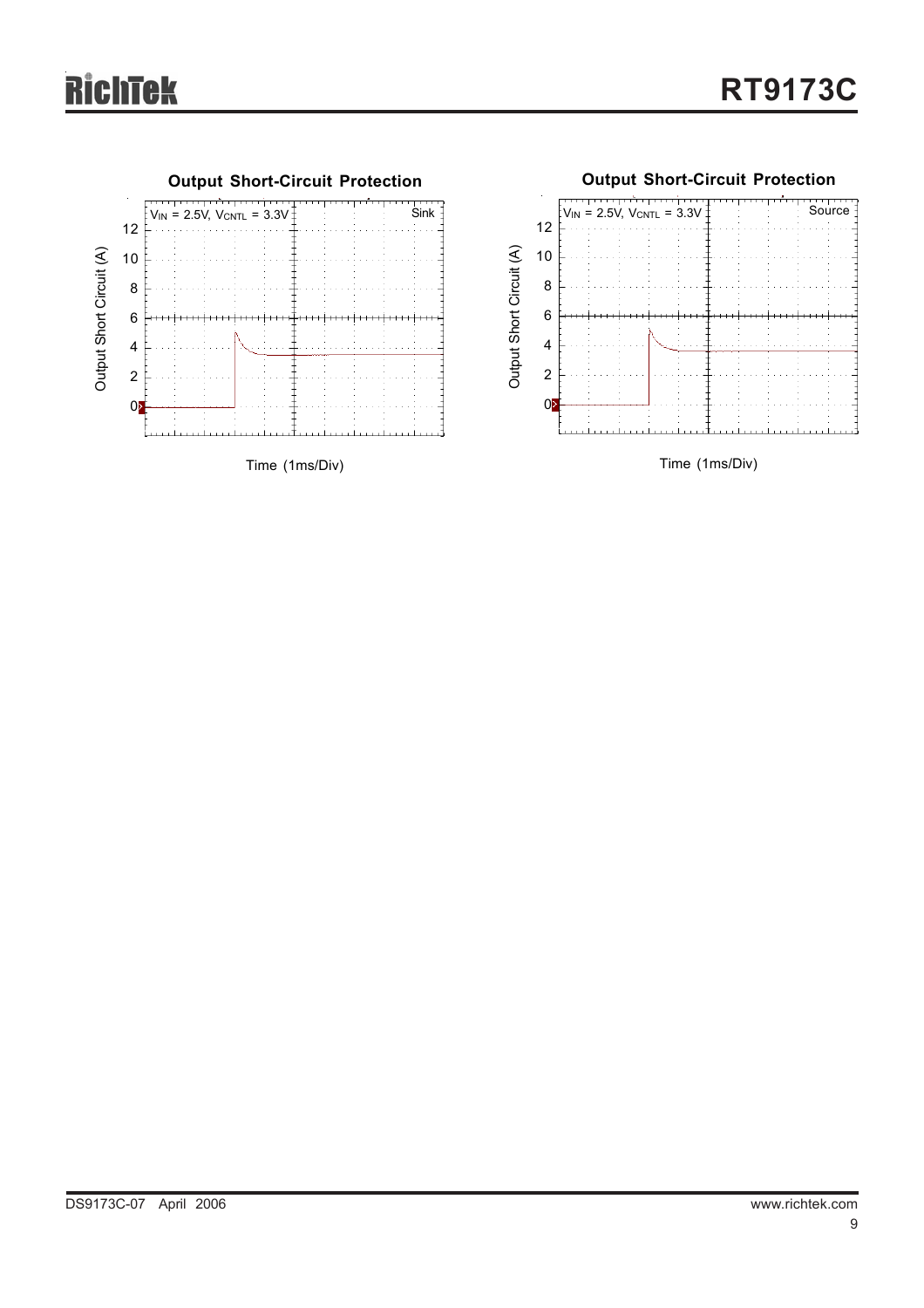**Output Short-Circuit Protection**

$V_{IN}$ = 2.5V, $V_{CNTL}$ = 3.3V — Sink

Output Short Circuit (A)

Time (1ms/Div)

**Output Short-Circuit Protection**

$V_{IN}$ = 2.5V, $V_{CNTL}$ = 3.3V — Source

Output Short Circuit (A)

Time (1ms/Div)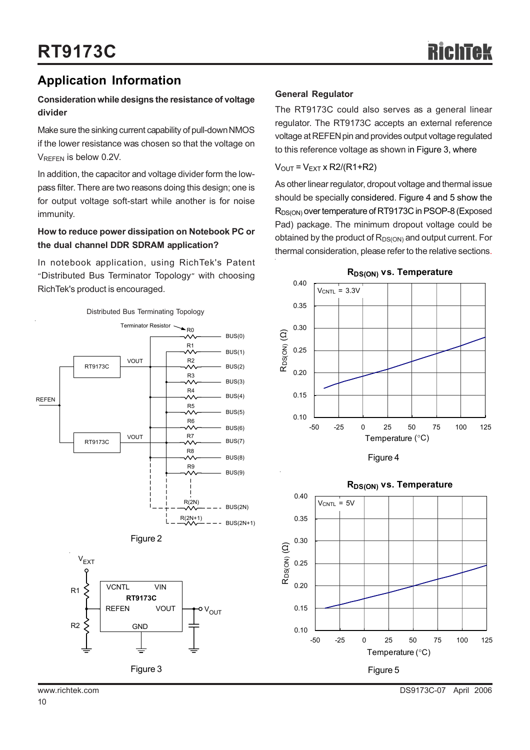## Application Information

**Consideration while designs the resistance of voltage divider**

Make sure the sinking current capability of pull-down NMOS if the lower resistance was chosen so that the voltage on $V_{REFEN}$ is below 0.2V.

In addition, the capacitor and voltage divider form the low-pass filter. There are two reasons doing this design; one is for output voltage soft-start while another is for noise immunity.

**How to reduce power dissipation on Notebook PC or the dual channel DDR SDRAM application?**

In notebook application, using RichTek's Patent "Distributed Bus Terminator Topology" with choosing RichTek's product is encouraged.

Figure 2

Figure 3

### General Regulator

The RT9173C could also serves as a general linear regulator. The RT9173C accepts an external reference voltage at REFEN pin and provides output voltage regulated to this reference voltage as shown in Figure 3, where

$V_{OUT} = V_{EXT} \times R2/(R1+R2)$

As other linear regulator, dropout voltage and thermal issue should be specially considered. Figure 4 and 5 show the $R_{DS(ON)}$ over temperature of RT9173C in PSOP-8 (Exposed Pad) package. The minimum dropout voltage could be obtained by the product of $R_{DS(ON)}$ and output current. For thermal consideration, please refer to the relative sections.

Figure 4

Figure 5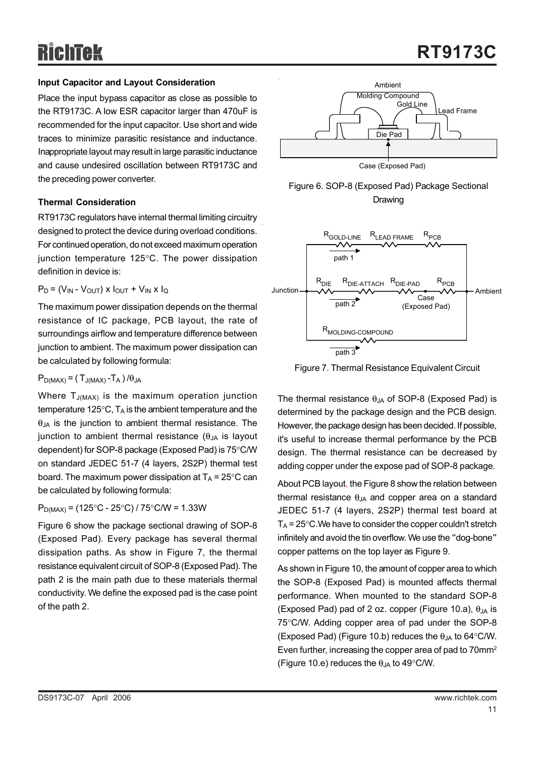### Input Capacitor and Layout Consideration

Place the input bypass capacitor as close as possible to the RT9173C. A low ESR capacitor larger than 470uF is recommended for the input capacitor. Use short and wide traces to minimize parasitic resistance and inductance. Inappropriate layout may result in large parasitic inductance and cause undesired oscillation between RT9173C and the preceding power converter.

### Thermal Consideration

RT9173C regulators have internal thermal limiting circuitry designed to protect the device during overload conditions. For continued operation, do not exceed maximum operation junction temperature 125°C. The power dissipation definition in device is:

$P_D = (V_{IN} - V_{OUT}) \times I_{OUT} + V_{IN} \times I_Q$

The maximum power dissipation depends on the thermal resistance of IC package, PCB layout, the rate of surroundings airflow and temperature difference between junction to ambient. The maximum power dissipation can be calculated by following formula:

$P_{D(MAX)} = ( T_{J(MAX)} - T_A ) / \theta_{JA}$

Where $T_{J(MAX)}$ is the maximum operation junction temperature 125°C, $T_A$ is the ambient temperature and the $\theta_{JA}$ is the junction to ambient thermal resistance. The junction to ambient thermal resistance ($\theta_{JA}$ is layout dependent) for SOP-8 package (Exposed Pad) is 75°C/W on standard JEDEC 51-7 (4 layers, 2S2P) thermal test board. The maximum power dissipation at $T_A$ = 25°C can be calculated by following formula:

$P_{D(MAX)}$ = (125°C - 25°C) / 75°C/W = 1.33W

Figure 6 show the package sectional drawing of SOP-8 (Exposed Pad). Every package has several thermal dissipation paths. As show in Figure 7, the thermal resistance equivalent circuit of SOP-8 (Exposed Pad). The path 2 is the main path due to these materials thermal conductivity. We define the exposed pad is the case point of the path 2.

Figure 6. SOP-8 (Exposed Pad) Package Sectional Drawing

Figure 7. Thermal Resistance Equivalent Circuit

The thermal resistance $\theta_{JA}$ of SOP-8 (Exposed Pad) is determined by the package design and the PCB design. However, the package design has been decided. If possible, it's useful to increase thermal performance by the PCB design. The thermal resistance can be decreased by adding copper under the expose pad of SOP-8 package.

About PCB layout, the Figure 8 show the relation between thermal resistance $\theta_{JA}$ and copper area on a standard JEDEC 51-7 (4 layers, 2S2P) thermal test board at $T_A$ = 25°C.We have to consider the copper couldn't stretch infinitely and avoid the tin overflow. We use the "dog-bone" copper patterns on the top layer as Figure 9.

As shown in Figure 10, the amount of copper area to which the SOP-8 (Exposed Pad) is mounted affects thermal performance. When mounted to the standard SOP-8 (Exposed Pad) pad of 2 oz. copper (Figure 10.a), $\theta_{JA}$ is 75°C/W. Adding copper area of pad under the SOP-8 (Exposed Pad) (Figure 10.b) reduces the $\theta_{JA}$ to 64°C/W. Even further, increasing the copper area of pad to 70mm$^2$ (Figure 10.e) reduces the $\theta_{JA}$ to 49°C/W.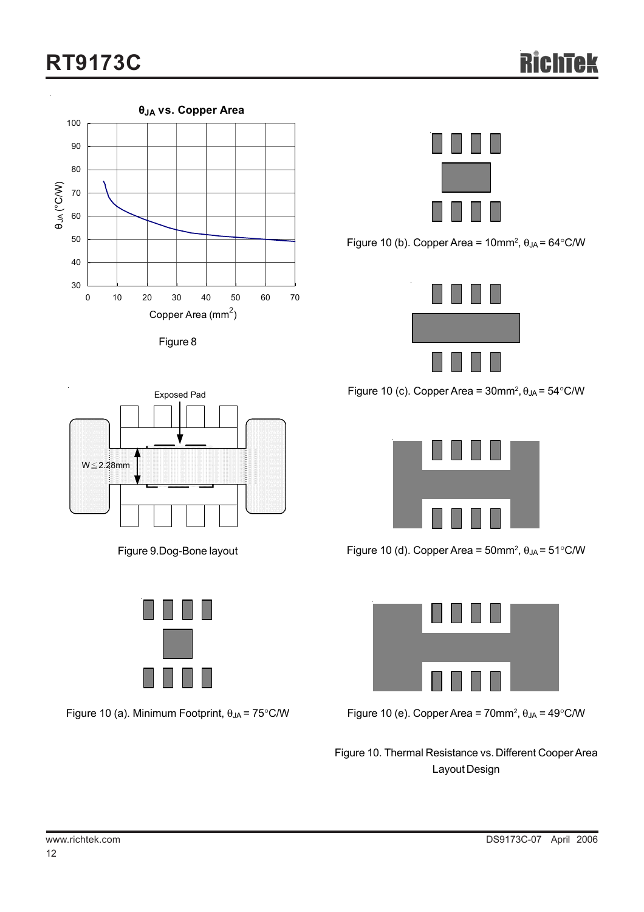**$\theta_{JA}$ vs. Copper Area**

Figure 8

Figure 9.Dog-Bone layout

Figure 10 (a). Minimum Footprint, $\theta_{JA}$ = 75°C/W

Figure 10 (b). Copper Area = 10mm$^2$, $\theta_{JA}$ = 64°C/W

Figure 10 (c). Copper Area = 30mm$^2$, $\theta_{JA}$ = 54°C/W

Figure 10 (d). Copper Area = 50mm$^2$, $\theta_{JA}$ = 51°C/W

Figure 10 (e). Copper Area = 70mm$^2$, $\theta_{JA}$ = 49°C/W

Figure 10. Thermal Resistance vs. Different Cooper Area Layout Design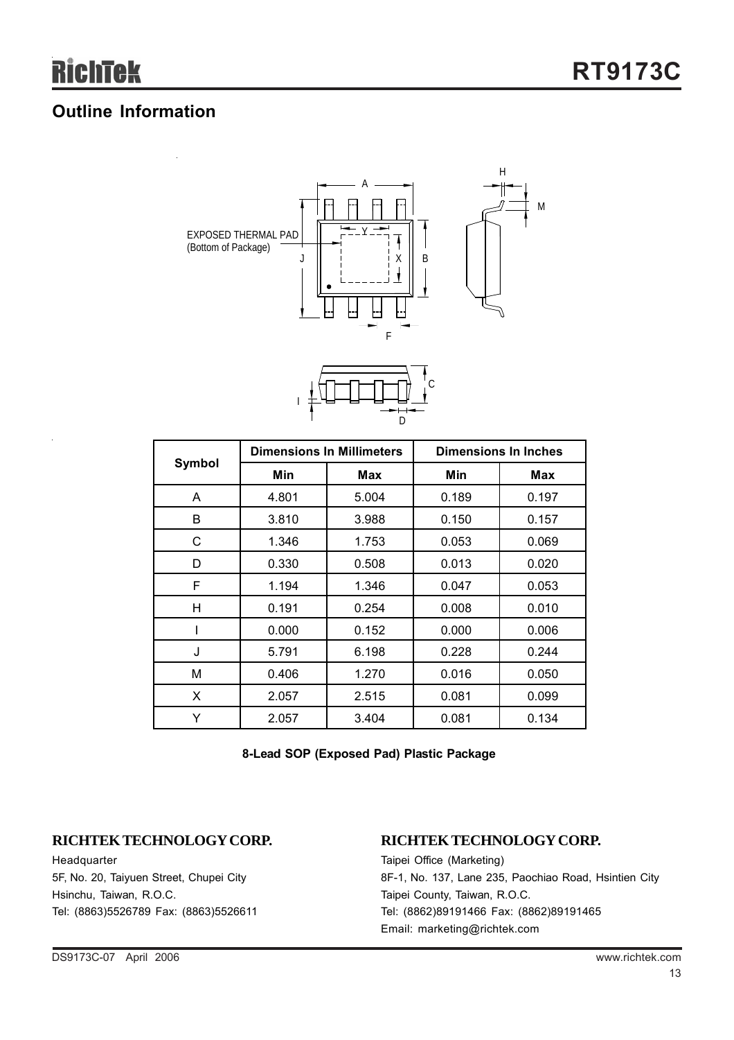## Outline Information

EXPOSED THERMAL PAD
(Bottom of Package)

A
B
J
X
Y
F
H
M
C
D
I

| Symbol | Dimensions In Millimeters | | Dimensions In Inches | |
|---|---|---|---|---|
| | Min | Max | Min | Max |
| A | 4.801 | 5.004 | 0.189 | 0.197 |
| B | 3.810 | 3.988 | 0.150 | 0.157 |
| C | 1.346 | 1.753 | 0.053 | 0.069 |
| D | 0.330 | 0.508 | 0.013 | 0.020 |
| F | 1.194 | 1.346 | 0.047 | 0.053 |
| H | 0.191 | 0.254 | 0.008 | 0.010 |
| I | 0.000 | 0.152 | 0.000 | 0.006 |
| J | 5.791 | 6.198 | 0.228 | 0.244 |
| M | 0.406 | 1.270 | 0.016 | 0.050 |
| X | 2.057 | 2.515 | 0.081 | 0.099 |
| Y | 2.057 | 3.404 | 0.081 | 0.134 |

**8-Lead SOP (Exposed Pad) Plastic Package**

**RICHTEK TECHNOLOGY CORP.**

Headquarter
5F, No. 20, Taiyuen Street, Chupei City
Hsinchu, Taiwan, R.O.C.
Tel: (8863)5526789 Fax: (8863)5526611

**RICHTEK TECHNOLOGY CORP.**

Taipei Office (Marketing)
8F-1, No. 137, Lane 235, Paochiao Road, Hsintien City
Taipei County, Taiwan, R.O.C.
Tel: (8862)89191466 Fax: (8862)89191465
Email: marketing@richtek.com